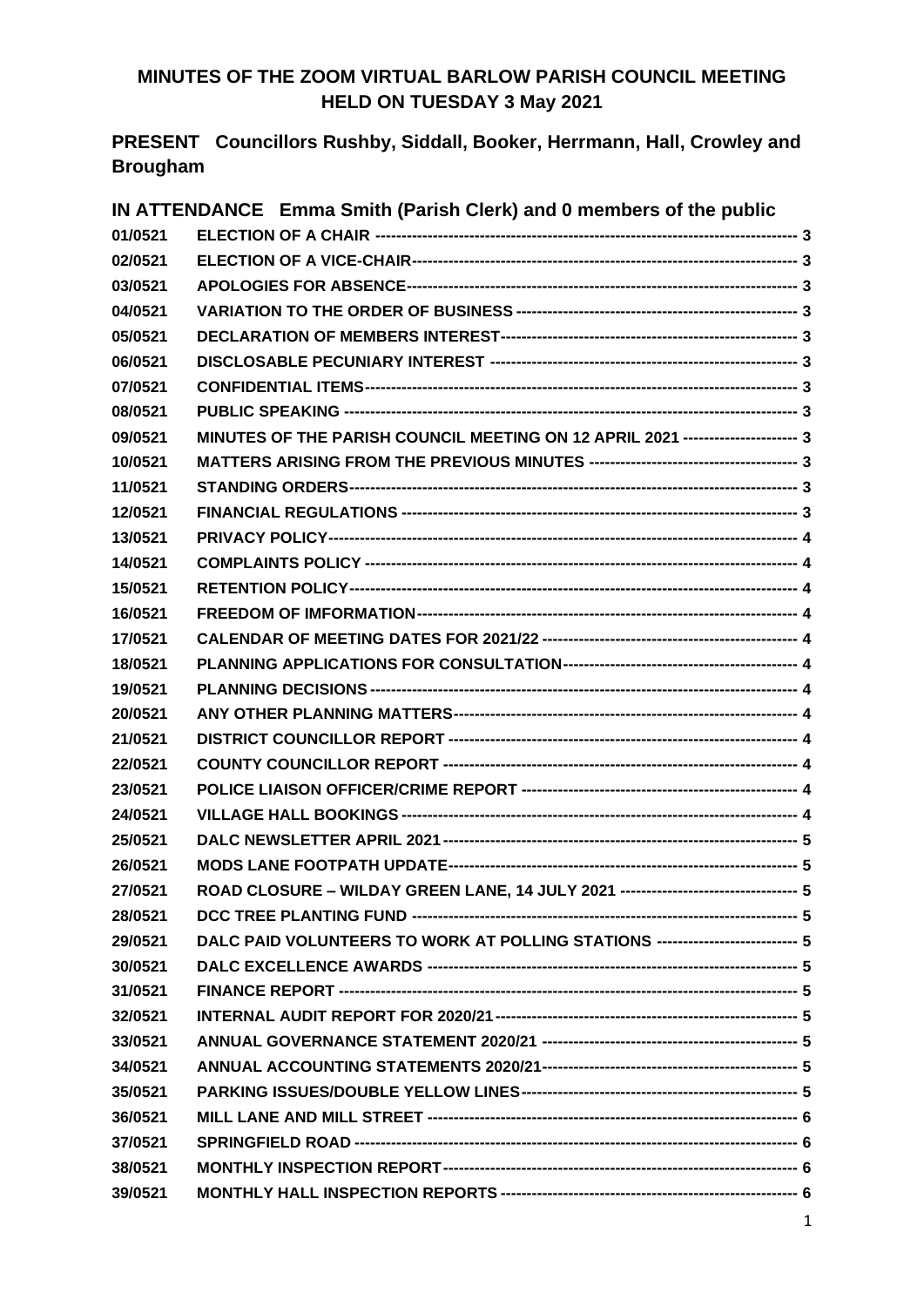# MINUTES OF THE ZOOM VIRTUAL BARLOW PARISH COUNCIL MEETING HELD ON TUESDAY 3 May 2021

**PRESENT** Councillors Rushby, Siddall, Booker, Herrmann, Hall, Crowley and Brougham

**IN ATTENDANCE** Emma Smith (Parish Clerk) and 0 members of the public

| | | |
|---|---|---|
| 01/0521 | ELECTION OF A CHAIR | 3 |
| 02/0521 | ELECTION OF A VICE-CHAIR | 3 |
| 03/0521 | APOLOGIES FOR ABSENCE | 3 |
| 04/0521 | VARIATION TO THE ORDER OF BUSINESS | 3 |
| 05/0521 | DECLARATION OF MEMBERS INTEREST | 3 |
| 06/0521 | DISCLOSABLE PECUNIARY INTEREST | 3 |
| 07/0521 | CONFIDENTIAL ITEMS | 3 |
| 08/0521 | PUBLIC SPEAKING | 3 |
| 09/0521 | MINUTES OF THE PARISH COUNCIL MEETING ON 12 APRIL 2021 | 3 |
| 10/0521 | MATTERS ARISING FROM THE PREVIOUS MINUTES | 3 |
| 11/0521 | STANDING ORDERS | 3 |
| 12/0521 | FINANCIAL REGULATIONS | 3 |
| 13/0521 | PRIVACY POLICY | 4 |
| 14/0521 | COMPLAINTS POLICY | 4 |
| 15/0521 | RETENTION POLICY | 4 |
| 16/0521 | FREEDOM OF IMFORMATION | 4 |
| 17/0521 | CALENDAR OF MEETING DATES FOR 2021/22 | 4 |
| 18/0521 | PLANNING APPLICATIONS FOR CONSULTATION | 4 |
| 19/0521 | PLANNING DECISIONS | 4 |
| 20/0521 | ANY OTHER PLANNING MATTERS | 4 |
| 21/0521 | DISTRICT COUNCILLOR REPORT | 4 |
| 22/0521 | COUNTY COUNCILLOR REPORT | 4 |
| 23/0521 | POLICE LIAISON OFFICER/CRIME REPORT | 4 |
| 24/0521 | VILLAGE HALL BOOKINGS | 4 |
| 25/0521 | DALC NEWSLETTER APRIL 2021 | 5 |
| 26/0521 | MODS LANE FOOTPATH UPDATE | 5 |
| 27/0521 | ROAD CLOSURE – WILDAY GREEN LANE, 14 JULY 2021 | 5 |
| 28/0521 | DCC TREE PLANTING FUND | 5 |
| 29/0521 | DALC PAID VOLUNTEERS TO WORK AT POLLING STATIONS | 5 |
| 30/0521 | DALC EXCELLENCE AWARDS | 5 |
| 31/0521 | FINANCE REPORT | 5 |
| 32/0521 | INTERNAL AUDIT REPORT FOR 2020/21 | 5 |
| 33/0521 | ANNUAL GOVERNANCE STATEMENT 2020/21 | 5 |
| 34/0521 | ANNUAL ACCOUNTING STATEMENTS 2020/21 | 5 |
| 35/0521 | PARKING ISSUES/DOUBLE YELLOW LINES | 5 |
| 36/0521 | MILL LANE AND MILL STREET | 6 |
| 37/0521 | SPRINGFIELD ROAD | 6 |
| 38/0521 | MONTHLY INSPECTION REPORT | 6 |
| 39/0521 | MONTHLY HALL INSPECTION REPORTS | 6 |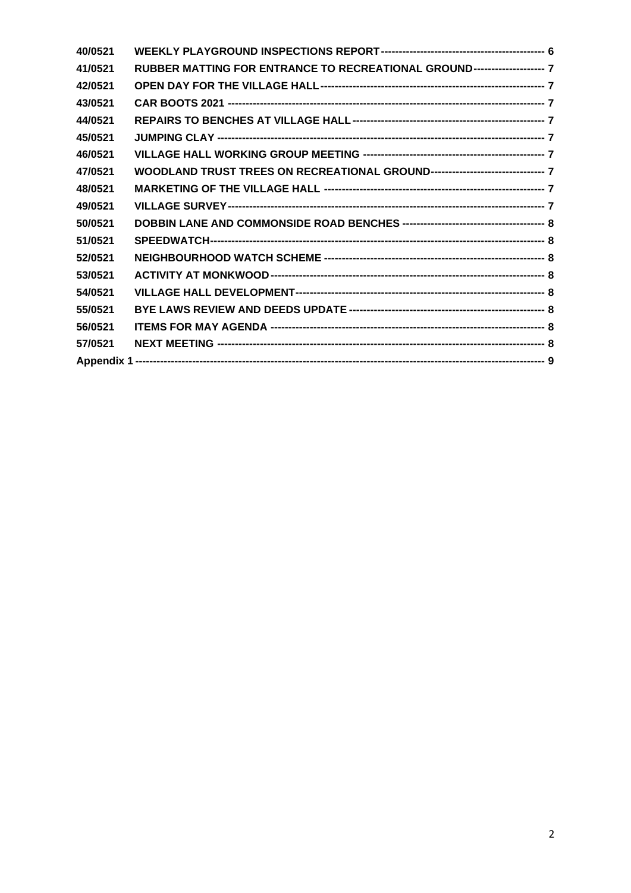| | | |
|---|---|---|
| 40/0521 | WEEKLY PLAYGROUND INSPECTIONS REPORT | 6 |
| 41/0521 | RUBBER MATTING FOR ENTRANCE TO RECREATIONAL GROUND | 7 |
| 42/0521 | OPEN DAY FOR THE VILLAGE HALL | 7 |
| 43/0521 | CAR BOOTS 2021 | 7 |
| 44/0521 | REPAIRS TO BENCHES AT VILLAGE HALL | 7 |
| 45/0521 | JUMPING CLAY | 7 |
| 46/0521 | VILLAGE HALL WORKING GROUP MEETING | 7 |
| 47/0521 | WOODLAND TRUST TREES ON RECREATIONAL GROUND | 7 |
| 48/0521 | MARKETING OF THE VILLAGE HALL | 7 |
| 49/0521 | VILLAGE SURVEY | 7 |
| 50/0521 | DOBBIN LANE AND COMMONSIDE ROAD BENCHES | 8 |
| 51/0521 | SPEEDWATCH | 8 |
| 52/0521 | NEIGHBOURHOOD WATCH SCHEME | 8 |
| 53/0521 | ACTIVITY AT MONKWOOD | 8 |
| 54/0521 | VILLAGE HALL DEVELOPMENT | 8 |
| 55/0521 | BYE LAWS REVIEW AND DEEDS UPDATE | 8 |
| 56/0521 | ITEMS FOR MAY AGENDA | 8 |
| 57/0521 | NEXT MEETING | 8 |
| Appendix 1 | | 9 |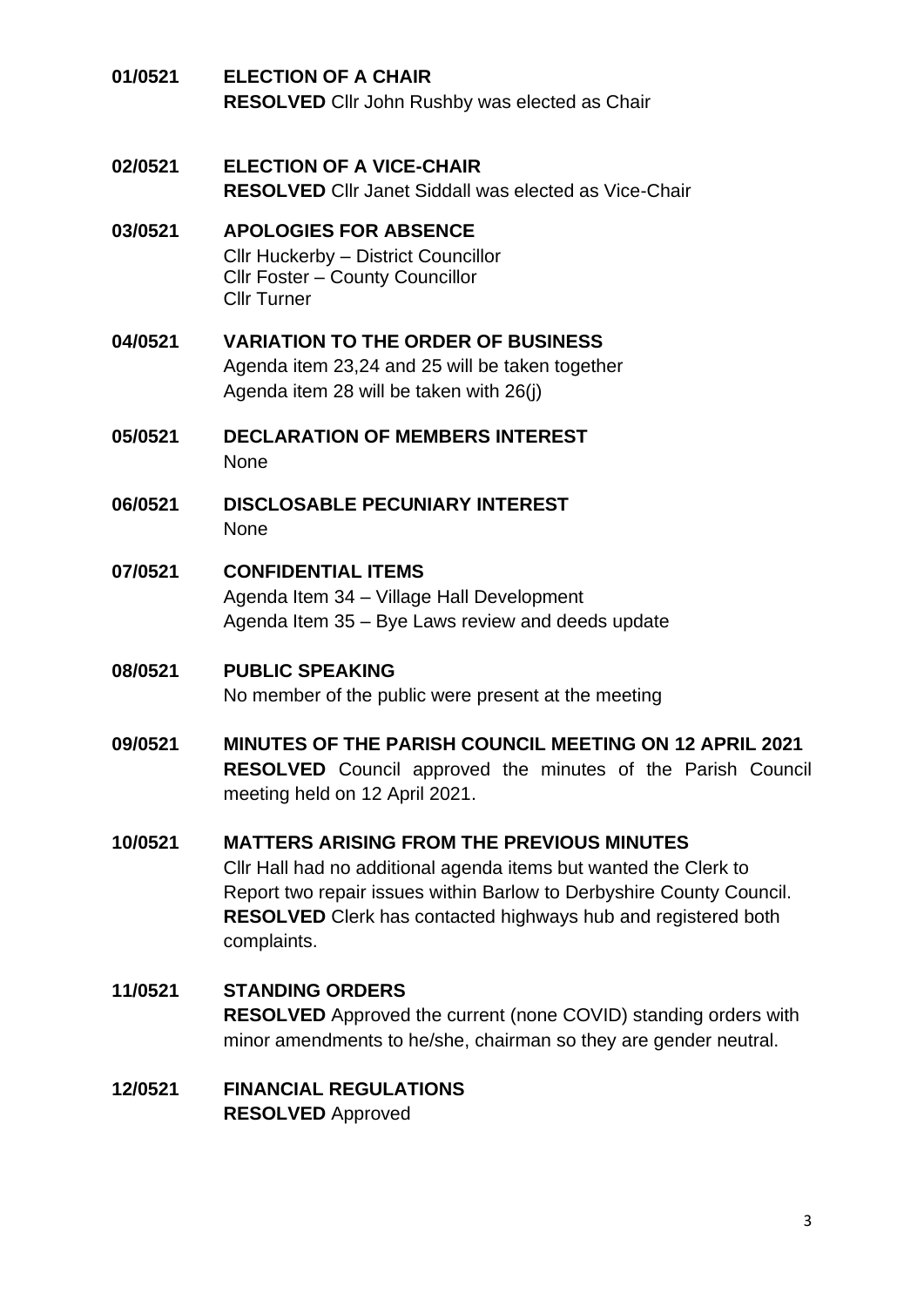**01/0521 ELECTION OF A CHAIR**
**RESOLVED** Cllr John Rushby was elected as Chair

**02/0521 ELECTION OF A VICE-CHAIR**
**RESOLVED** Cllr Janet Siddall was elected as Vice-Chair

**03/0521 APOLOGIES FOR ABSENCE**
Cllr Huckerby – District Councillor
Cllr Foster – County Councillor
Cllr Turner

**04/0521 VARIATION TO THE ORDER OF BUSINESS**
Agenda item 23,24 and 25 will be taken together
Agenda item 28 will be taken with 26(j)

**05/0521 DECLARATION OF MEMBERS INTEREST**
None

**06/0521 DISCLOSABLE PECUNIARY INTEREST**
None

**07/0521 CONFIDENTIAL ITEMS**
Agenda Item 34 – Village Hall Development
Agenda Item 35 – Bye Laws review and deeds update

**08/0521 PUBLIC SPEAKING**
No member of the public were present at the meeting

**09/0521 MINUTES OF THE PARISH COUNCIL MEETING ON 12 APRIL 2021**
**RESOLVED** Council approved the minutes of the Parish Council meeting held on 12 April 2021.

**10/0521 MATTERS ARISING FROM THE PREVIOUS MINUTES**
Cllr Hall had no additional agenda items but wanted the Clerk to Report two repair issues within Barlow to Derbyshire County Council.
**RESOLVED** Clerk has contacted highways hub and registered both complaints.

**11/0521 STANDING ORDERS**
**RESOLVED** Approved the current (none COVID) standing orders with minor amendments to he/she, chairman so they are gender neutral.

**12/0521 FINANCIAL REGULATIONS**
**RESOLVED** Approved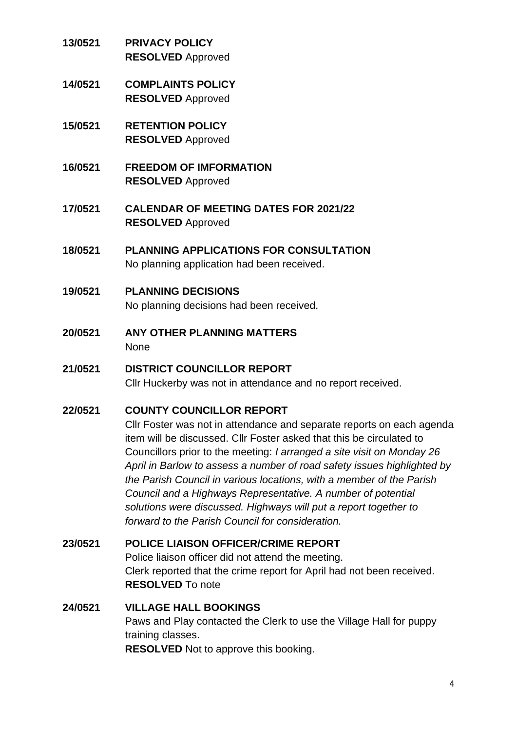**13/0521 PRIVACY POLICY**
**RESOLVED** Approved

**14/0521 COMPLAINTS POLICY**
**RESOLVED** Approved

**15/0521 RETENTION POLICY**
**RESOLVED** Approved

**16/0521 FREEDOM OF IMFORMATION**
**RESOLVED** Approved

**17/0521 CALENDAR OF MEETING DATES FOR 2021/22**
**RESOLVED** Approved

**18/0521 PLANNING APPLICATIONS FOR CONSULTATION**
No planning application had been received.

**19/0521 PLANNING DECISIONS**
No planning decisions had been received.

**20/0521 ANY OTHER PLANNING MATTERS**
None

**21/0521 DISTRICT COUNCILLOR REPORT**
Cllr Huckerby was not in attendance and no report received.

**22/0521 COUNTY COUNCILLOR REPORT**
Cllr Foster was not in attendance and separate reports on each agenda item will be discussed. Cllr Foster asked that this be circulated to Councillors prior to the meeting: *I arranged a site visit on Monday 26 April in Barlow to assess a number of road safety issues highlighted by the Parish Council in various locations, with a member of the Parish Council and a Highways Representative. A number of potential solutions were discussed. Highways will put a report together to forward to the Parish Council for consideration.*

**23/0521 POLICE LIAISON OFFICER/CRIME REPORT**
Police liaison officer did not attend the meeting.
Clerk reported that the crime report for April had not been received.
**RESOLVED** To note

**24/0521 VILLAGE HALL BOOKINGS**
Paws and Play contacted the Clerk to use the Village Hall for puppy training classes.
**RESOLVED** Not to approve this booking.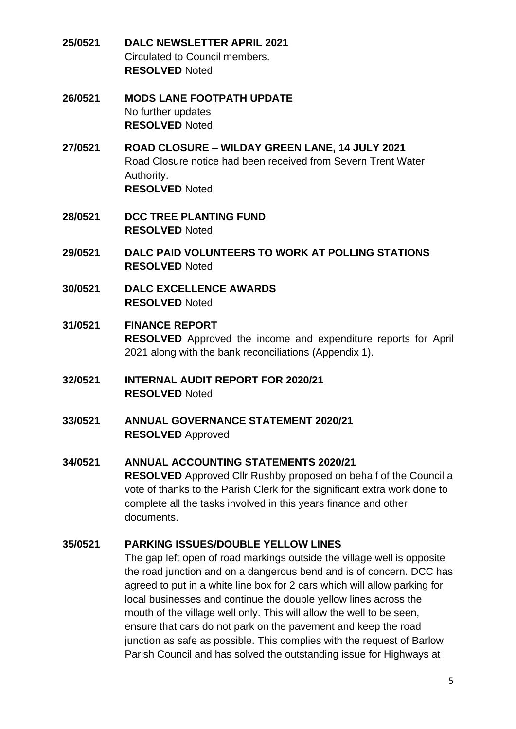**25/0521 DALC NEWSLETTER APRIL 2021**
Circulated to Council members.
**RESOLVED** Noted

**26/0521 MODS LANE FOOTPATH UPDATE**
No further updates
**RESOLVED** Noted

**27/0521 ROAD CLOSURE – WILDAY GREEN LANE, 14 JULY 2021**
Road Closure notice had been received from Severn Trent Water Authority.
**RESOLVED** Noted

**28/0521 DCC TREE PLANTING FUND**
**RESOLVED** Noted

**29/0521 DALC PAID VOLUNTEERS TO WORK AT POLLING STATIONS**
**RESOLVED** Noted

**30/0521 DALC EXCELLENCE AWARDS**
**RESOLVED** Noted

**31/0521 FINANCE REPORT**
**RESOLVED** Approved the income and expenditure reports for April 2021 along with the bank reconciliations (Appendix 1).

**32/0521 INTERNAL AUDIT REPORT FOR 2020/21**
**RESOLVED** Noted

**33/0521 ANNUAL GOVERNANCE STATEMENT 2020/21**
**RESOLVED** Approved

**34/0521 ANNUAL ACCOUNTING STATEMENTS 2020/21**
**RESOLVED** Approved Cllr Rushby proposed on behalf of the Council a vote of thanks to the Parish Clerk for the significant extra work done to complete all the tasks involved in this years finance and other documents.

**35/0521 PARKING ISSUES/DOUBLE YELLOW LINES**
The gap left open of road markings outside the village well is opposite the road junction and on a dangerous bend and is of concern. DCC has agreed to put in a white line box for 2 cars which will allow parking for local businesses and continue the double yellow lines across the mouth of the village well only. This will allow the well to be seen, ensure that cars do not park on the pavement and keep the road junction as safe as possible. This complies with the request of Barlow Parish Council and has solved the outstanding issue for Highways at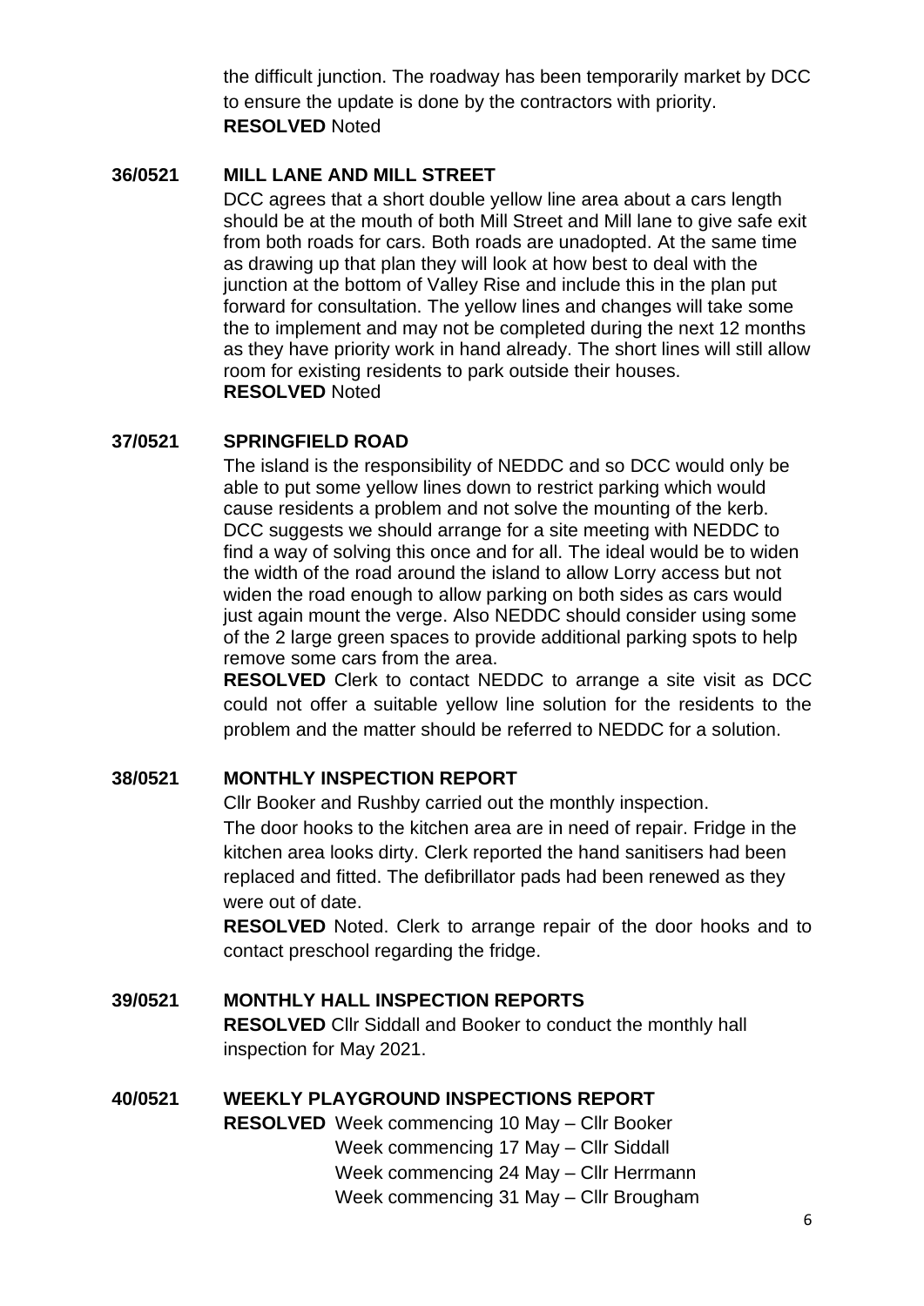the difficult junction. The roadway has been temporarily market by DCC to ensure the update is done by the contractors with priority.
**RESOLVED** Noted

**36/0521 MILL LANE AND MILL STREET**

DCC agrees that a short double yellow line area about a cars length should be at the mouth of both Mill Street and Mill lane to give safe exit from both roads for cars. Both roads are unadopted. At the same time as drawing up that plan they will look at how best to deal with the junction at the bottom of Valley Rise and include this in the plan put forward for consultation. The yellow lines and changes will take some the to implement and may not be completed during the next 12 months as they have priority work in hand already. The short lines will still allow room for existing residents to park outside their houses.
**RESOLVED** Noted

**37/0521 SPRINGFIELD ROAD**

The island is the responsibility of NEDDC and so DCC would only be able to put some yellow lines down to restrict parking which would cause residents a problem and not solve the mounting of the kerb. DCC suggests we should arrange for a site meeting with NEDDC to find a way of solving this once and for all. The ideal would be to widen the width of the road around the island to allow Lorry access but not widen the road enough to allow parking on both sides as cars would just again mount the verge. Also NEDDC should consider using some of the 2 large green spaces to provide additional parking spots to help remove some cars from the area.

**RESOLVED** Clerk to contact NEDDC to arrange a site visit as DCC could not offer a suitable yellow line solution for the residents to the problem and the matter should be referred to NEDDC for a solution.

**38/0521 MONTHLY INSPECTION REPORT**

Cllr Booker and Rushby carried out the monthly inspection.
The door hooks to the kitchen area are in need of repair. Fridge in the kitchen area looks dirty. Clerk reported the hand sanitisers had been replaced and fitted. The defibrillator pads had been renewed as they were out of date.

**RESOLVED** Noted. Clerk to arrange repair of the door hooks and to contact preschool regarding the fridge.

**39/0521 MONTHLY HALL INSPECTION REPORTS**

**RESOLVED** Cllr Siddall and Booker to conduct the monthly hall inspection for May 2021.

**40/0521 WEEKLY PLAYGROUND INSPECTIONS REPORT**

**RESOLVED** Week commencing 10 May – Cllr Booker
Week commencing 17 May – Cllr Siddall
Week commencing 24 May – Cllr Herrmann
Week commencing 31 May – Cllr Brougham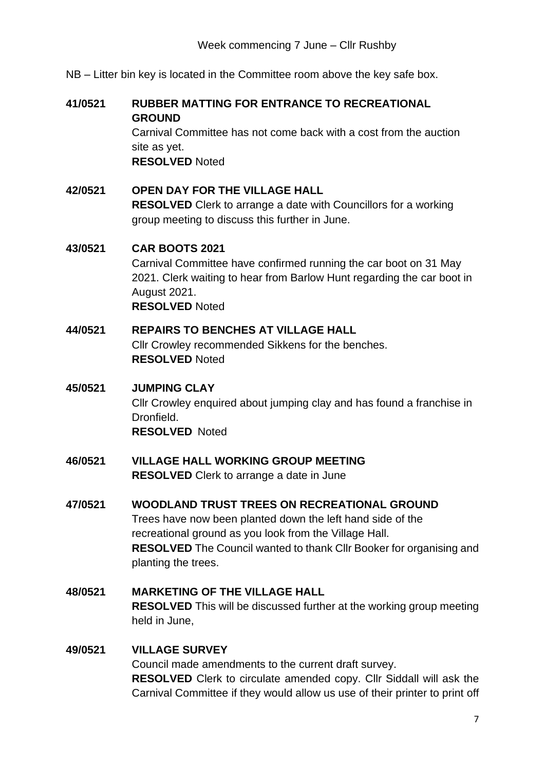Week commencing 7 June – Cllr Rushby

NB – Litter bin key is located in the Committee room above the key safe box.

**41/0521 RUBBER MATTING FOR ENTRANCE TO RECREATIONAL GROUND**

Carnival Committee has not come back with a cost from the auction site as yet.

**RESOLVED** Noted

**42/0521 OPEN DAY FOR THE VILLAGE HALL**

**RESOLVED** Clerk to arrange a date with Councillors for a working group meeting to discuss this further in June.

**43/0521 CAR BOOTS 2021**

Carnival Committee have confirmed running the car boot on 31 May 2021. Clerk waiting to hear from Barlow Hunt regarding the car boot in August 2021.

**RESOLVED** Noted

**44/0521 REPAIRS TO BENCHES AT VILLAGE HALL**

Cllr Crowley recommended Sikkens for the benches.

**RESOLVED** Noted

**45/0521 JUMPING CLAY**

Cllr Crowley enquired about jumping clay and has found a franchise in Dronfield.

**RESOLVED** Noted

**46/0521 VILLAGE HALL WORKING GROUP MEETING**

**RESOLVED** Clerk to arrange a date in June

**47/0521 WOODLAND TRUST TREES ON RECREATIONAL GROUND**

Trees have now been planted down the left hand side of the recreational ground as you look from the Village Hall.

**RESOLVED** The Council wanted to thank Cllr Booker for organising and planting the trees.

**48/0521 MARKETING OF THE VILLAGE HALL**

**RESOLVED** This will be discussed further at the working group meeting held in June,

**49/0521 VILLAGE SURVEY**

Council made amendments to the current draft survey.

**RESOLVED** Clerk to circulate amended copy. Cllr Siddall will ask the Carnival Committee if they would allow us use of their printer to print off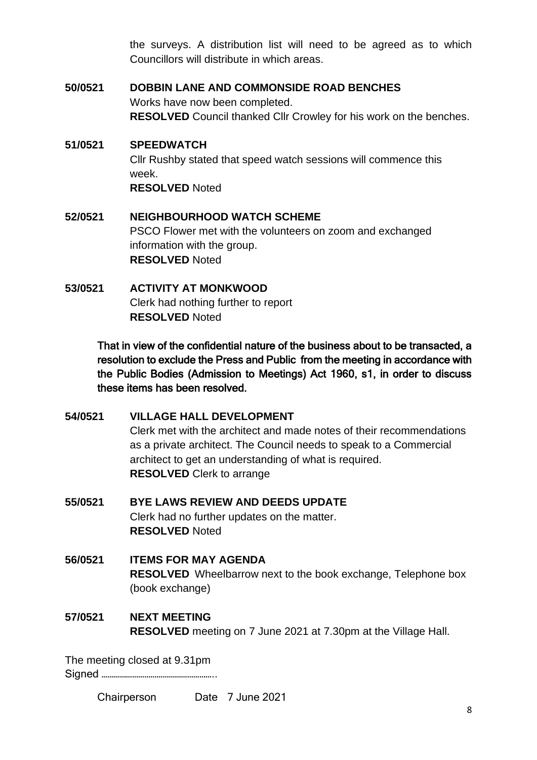the surveys. A distribution list will need to be agreed as to which Councillors will distribute in which areas.

**50/0521 DOBBIN LANE AND COMMONSIDE ROAD BENCHES**

Works have now been completed.

**RESOLVED** Council thanked Cllr Crowley for his work on the benches.

**51/0521 SPEEDWATCH**

Cllr Rushby stated that speed watch sessions will commence this week.

**RESOLVED** Noted

**52/0521 NEIGHBOURHOOD WATCH SCHEME**

PSCO Flower met with the volunteers on zoom and exchanged information with the group.

**RESOLVED** Noted

**53/0521 ACTIVITY AT MONKWOOD**

Clerk had nothing further to report

**RESOLVED** Noted

**That in view of the confidential nature of the business about to be transacted, a resolution to exclude the Press and Public from the meeting in accordance with the Public Bodies (Admission to Meetings) Act 1960, s1, in order to discuss these items has been resolved.**

**54/0521 VILLAGE HALL DEVELOPMENT**

Clerk met with the architect and made notes of their recommendations as a private architect. The Council needs to speak to a Commercial architect to get an understanding of what is required.

**RESOLVED** Clerk to arrange

**55/0521 BYE LAWS REVIEW AND DEEDS UPDATE**

Clerk had no further updates on the matter.

**RESOLVED** Noted

**56/0521 ITEMS FOR MAY AGENDA**

**RESOLVED** Wheelbarrow next to the book exchange, Telephone box (book exchange)

**57/0521 NEXT MEETING**

**RESOLVED** meeting on 7 June 2021 at 7.30pm at the Village Hall.

The meeting closed at 9.31pm

Signed ……………………………………………..

Chairperson Date 7 June 2021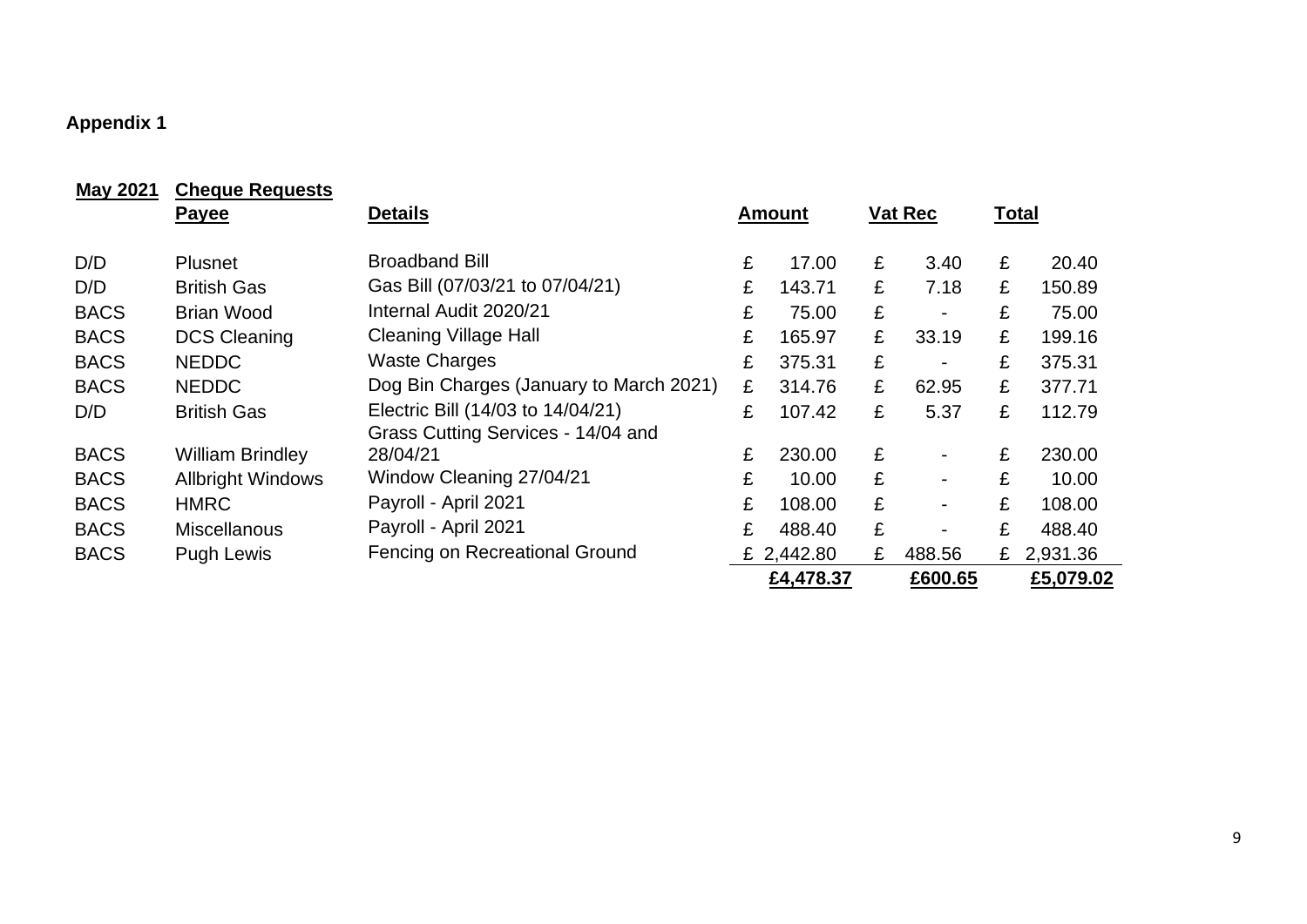**Appendix 1**

| **May 2021** | **Cheque Requests** | | | | |
|---|---|---|---|---|---|
| | **Payee** | **Details** | **Amount** | **Vat Rec** | **Total** |
| D/D | Plusnet | Broadband Bill | £ 17.00 | £ 3.40 | £ 20.40 |
| D/D | British Gas | Gas Bill (07/03/21 to 07/04/21) | £ 143.71 | £ 7.18 | £ 150.89 |
| BACS | Brian Wood | Internal Audit 2020/21 | £ 75.00 | £ - | £ 75.00 |
| BACS | DCS Cleaning | Cleaning Village Hall | £ 165.97 | £ 33.19 | £ 199.16 |
| BACS | NEDDC | Waste Charges | £ 375.31 | £ - | £ 375.31 |
| BACS | NEDDC | Dog Bin Charges (January to March 2021) | £ 314.76 | £ 62.95 | £ 377.71 |
| D/D | British Gas | Electric Bill (14/03 to 14/04/21) | £ 107.42 | £ 5.37 | £ 112.79 |
| BACS | William Brindley | Grass Cutting Services - 14/04 and 28/04/21 | £ 230.00 | £ - | £ 230.00 |
| BACS | Allbright Windows | Window Cleaning 27/04/21 | £ 10.00 | £ - | £ 10.00 |
| BACS | HMRC | Payroll - April 2021 | £ 108.00 | £ - | £ 108.00 |
| BACS | Miscellanous | Payroll - April 2021 | £ 488.40 | £ - | £ 488.40 |
| BACS | Pugh Lewis | Fencing on Recreational Ground | £ 2,442.80 | £ 488.56 | £ 2,931.36 |
| | | | **£4,478.37** | **£600.65** | **£5,079.02** |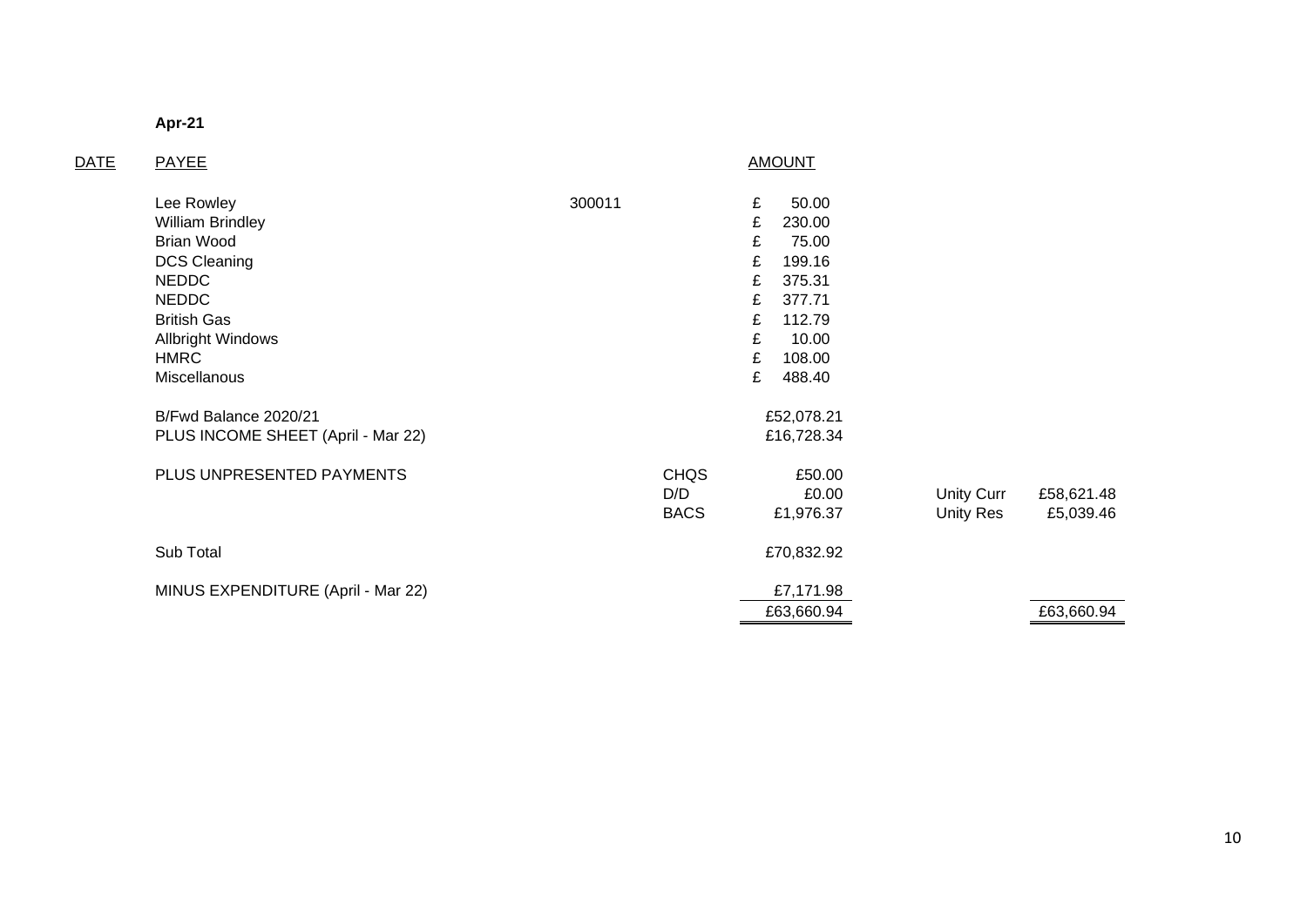**Apr-21**

| DATE | PAYEE | | | AMOUNT | | |
|---|---|---|---|---|---|---|
| | Lee Rowley | 300011 | | £ 50.00 | | |
| | William Brindley | | | £ 230.00 | | |
| | Brian Wood | | | £ 75.00 | | |
| | DCS Cleaning | | | £ 199.16 | | |
| | NEDDC | | | £ 375.31 | | |
| | NEDDC | | | £ 377.71 | | |
| | British Gas | | | £ 112.79 | | |
| | Allbright Windows | | | £ 10.00 | | |
| | HMRC | | | £ 108.00 | | |
| | Miscellanous | | | £ 488.40 | | |
| | B/Fwd Balance 2020/21 | | | £52,078.21 | | |
| | PLUS INCOME SHEET (April - Mar 22) | | | £16,728.34 | | |
| | PLUS UNPRESENTED PAYMENTS | | CHQS | £50.00 | | |
| | | | D/D | £0.00 | Unity Curr | £58,621.48 |
| | | | BACS | £1,976.37 | Unity Res | £5,039.46 |
| | Sub Total | | | £70,832.92 | | |
| | MINUS EXPENDITURE (April - Mar 22) | | | £7,171.98 | | |
| | | | | £63,660.94 | | £63,660.94 |